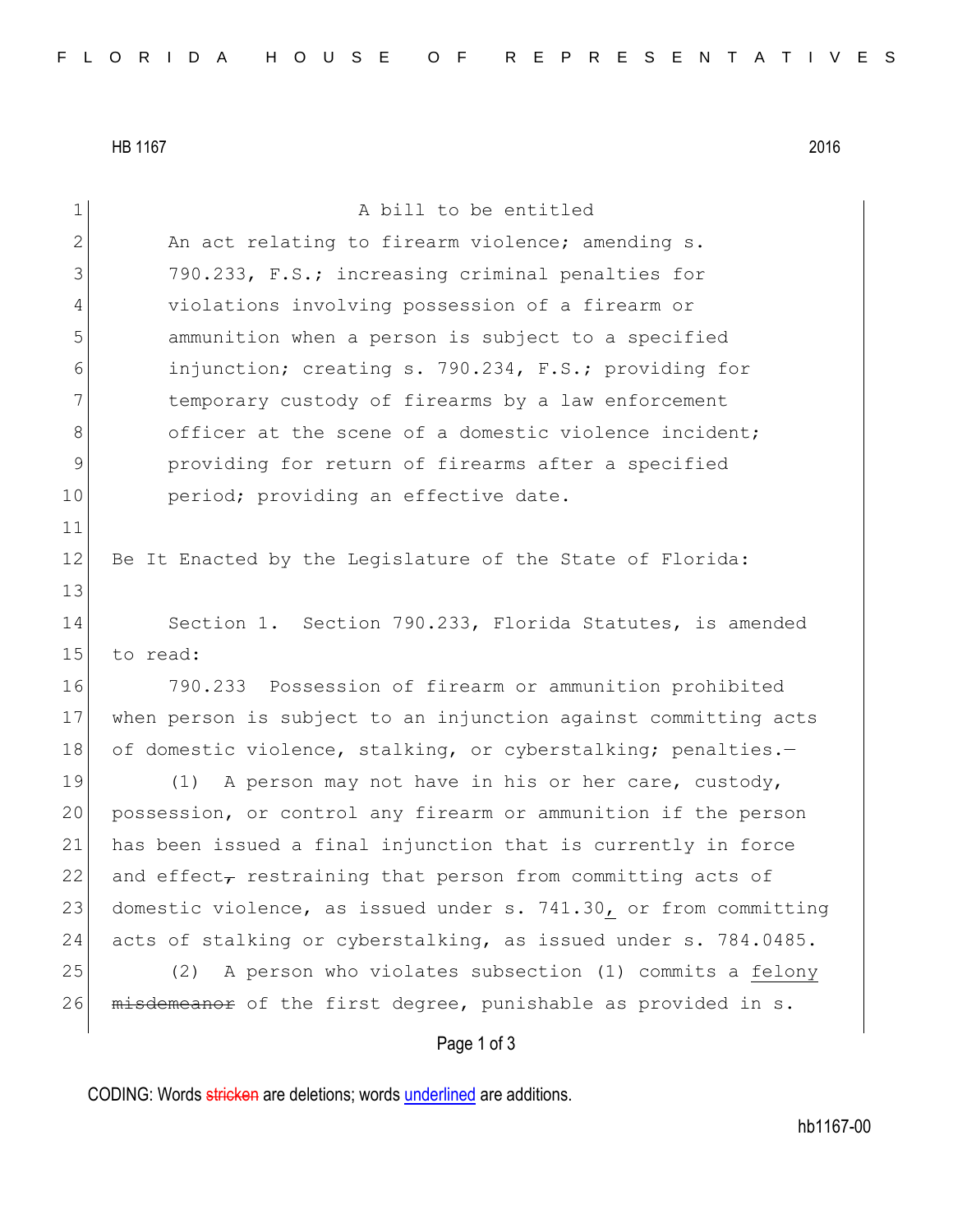HB 1167 2016

A bill to be entitled

An act relating to firearm violence; amending s. 790.233, F.S.; increasing criminal penalties for violations involving possession of a firearm or ammunition when a person is subject to a specified injunction; creating s. 790.234, F.S.; providing for temporary custody of firearms by a law enforcement officer at the scene of a domestic violence incident; providing for return of firearms after a specified period; providing an effective date.

Be It Enacted by the Legislature of the State of Florida:

Section 1. Section 790.233, Florida Statutes, is amended to read:

790.233 Possession of firearm or ammunition prohibited when person is subject to an injunction against committing acts of domestic violence, stalking, or cyberstalking; penalties.—

(1) A person may not have in his or her care, custody, possession, or control any firearm or ammunition if the person has been issued a final injunction that is currently in force and effect~~,~~ restraining that person from committing acts of domestic violence, as issued under s. 741.30, or from committing acts of stalking or cyberstalking, as issued under s. 784.0485.

(2) A person who violates subsection (1) commits a felony ~~misdemeanor~~ of the first degree, punishable as provided in s.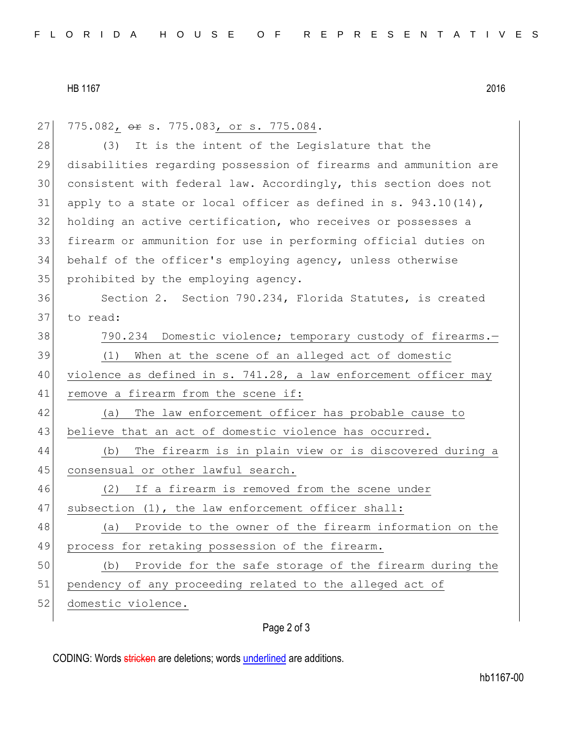775.082, ~~or~~ s. 775.083, or s. 775.084.

(3) It is the intent of the Legislature that the disabilities regarding possession of firearms and ammunition are consistent with federal law. Accordingly, this section does not apply to a state or local officer as defined in s. 943.10(14), holding an active certification, who receives or possesses a firearm or ammunition for use in performing official duties on behalf of the officer's employing agency, unless otherwise prohibited by the employing agency.

Section 2. Section 790.234, Florida Statutes, is created to read:

790.234 Domestic violence; temporary custody of firearms.—

(1) When at the scene of an alleged act of domestic violence as defined in s. 741.28, a law enforcement officer may remove a firearm from the scene if:

(a) The law enforcement officer has probable cause to believe that an act of domestic violence has occurred.

(b) The firearm is in plain view or is discovered during a consensual or other lawful search.

(2) If a firearm is removed from the scene under subsection (1), the law enforcement officer shall:

(a) Provide to the owner of the firearm information on the process for retaking possession of the firearm.

(b) Provide for the safe storage of the firearm during the pendency of any proceeding related to the alleged act of domestic violence.

CODING: Words ~~stricken~~ are deletions; words underlined are additions.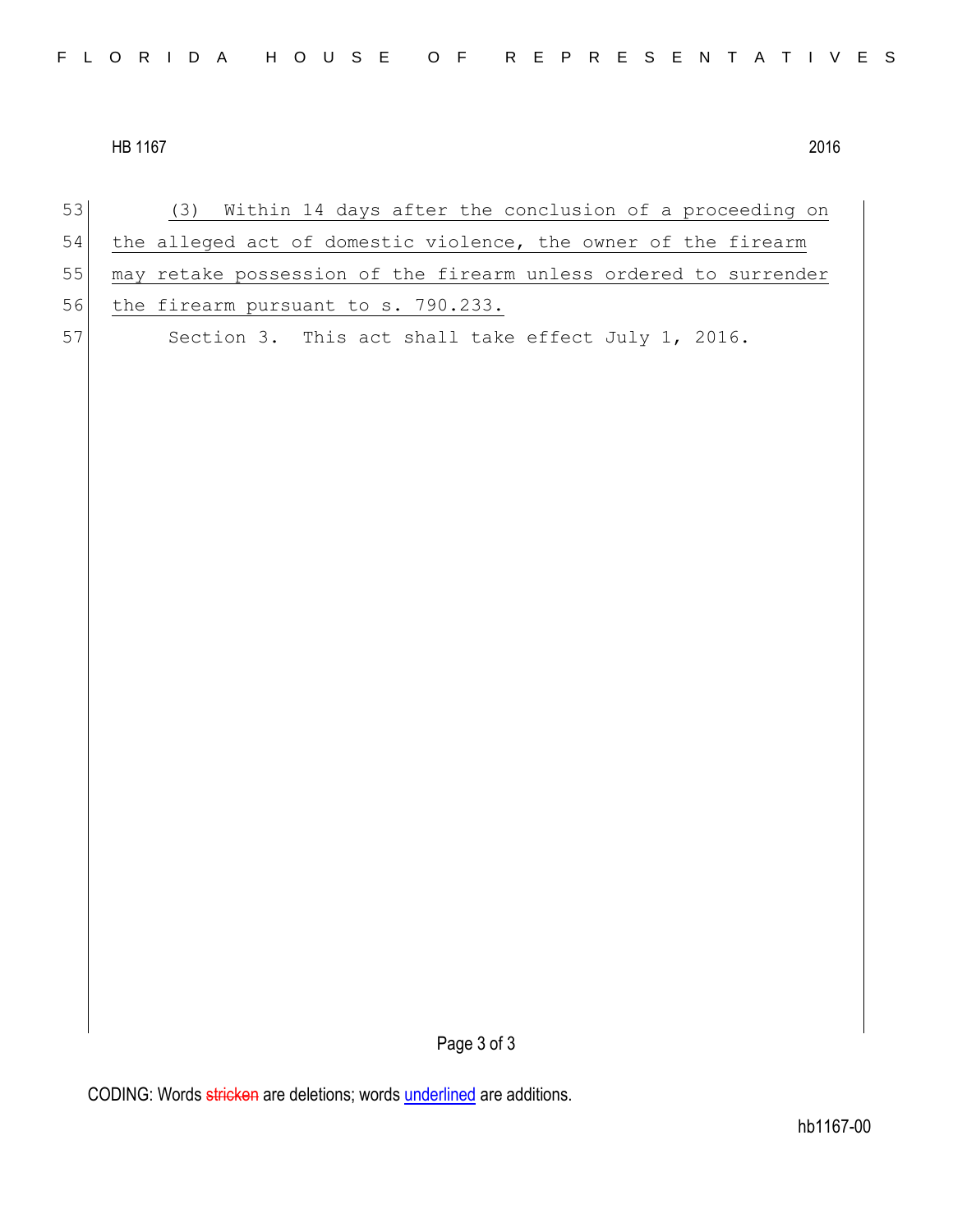(3) Within 14 days after the conclusion of a proceeding on the alleged act of domestic violence, the owner of the firearm may retake possession of the firearm unless ordered to surrender the firearm pursuant to s. 790.233.

Section 3. This act shall take effect July 1, 2016.

CODING: Words stricken are deletions; words underlined are additions.